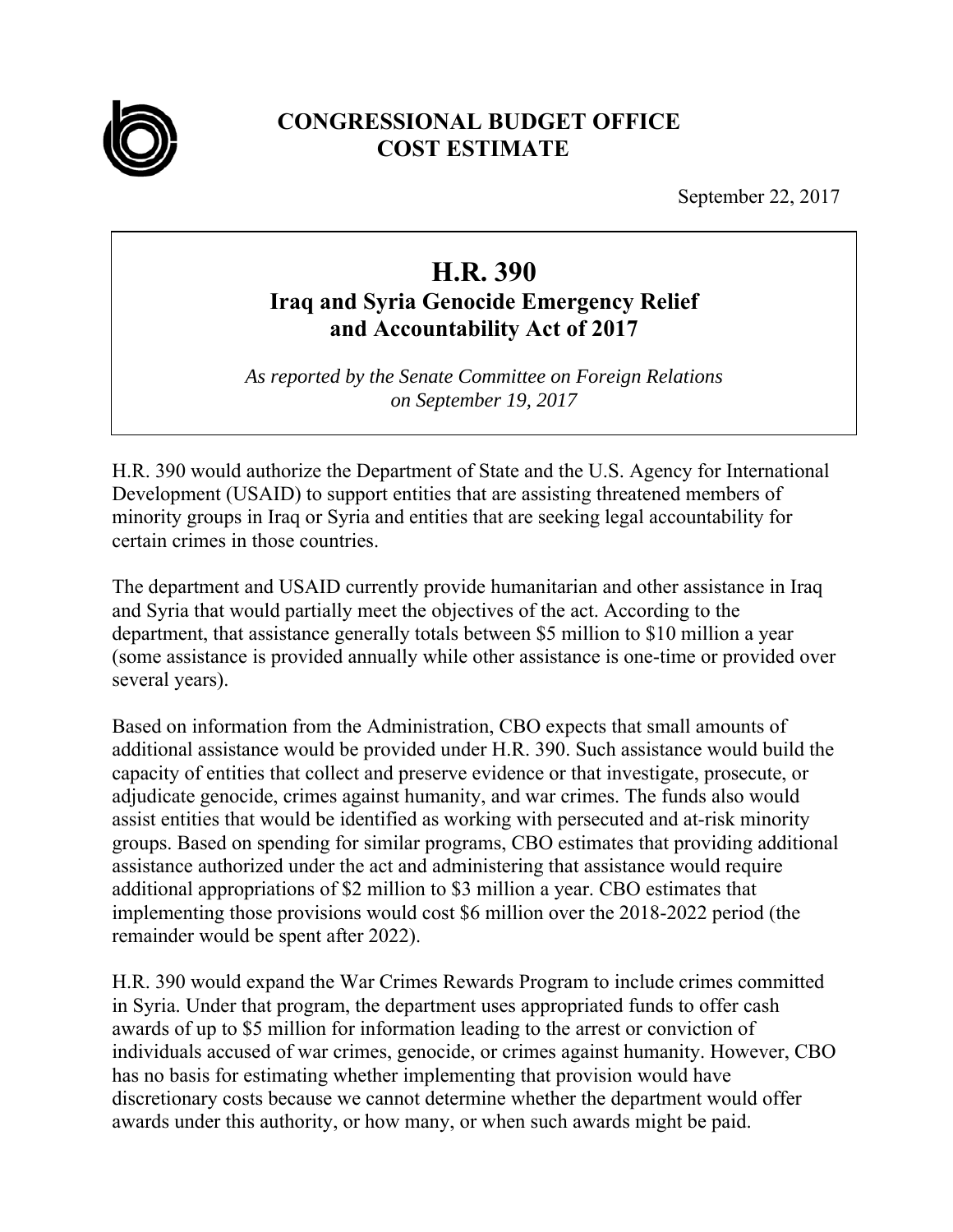# CONGRESSIONAL BUDGET OFFICE
# COST ESTIMATE

September 22, 2017

## H.R. 390
### Iraq and Syria Genocide Emergency Relief and Accountability Act of 2017

*As reported by the Senate Committee on Foreign Relations on September 19, 2017*

H.R. 390 would authorize the Department of State and the U.S. Agency for International Development (USAID) to support entities that are assisting threatened members of minority groups in Iraq or Syria and entities that are seeking legal accountability for certain crimes in those countries.

The department and USAID currently provide humanitarian and other assistance in Iraq and Syria that would partially meet the objectives of the act. According to the department, that assistance generally totals between $5 million to $10 million a year (some assistance is provided annually while other assistance is one-time or provided over several years).

Based on information from the Administration, CBO expects that small amounts of additional assistance would be provided under H.R. 390. Such assistance would build the capacity of entities that collect and preserve evidence or that investigate, prosecute, or adjudicate genocide, crimes against humanity, and war crimes. The funds also would assist entities that would be identified as working with persecuted and at-risk minority groups. Based on spending for similar programs, CBO estimates that providing additional assistance authorized under the act and administering that assistance would require additional appropriations of $2 million to $3 million a year. CBO estimates that implementing those provisions would cost $6 million over the 2018-2022 period (the remainder would be spent after 2022).

H.R. 390 would expand the War Crimes Rewards Program to include crimes committed in Syria. Under that program, the department uses appropriated funds to offer cash awards of up to $5 million for information leading to the arrest or conviction of individuals accused of war crimes, genocide, or crimes against humanity. However, CBO has no basis for estimating whether implementing that provision would have discretionary costs because we cannot determine whether the department would offer awards under this authority, or how many, or when such awards might be paid.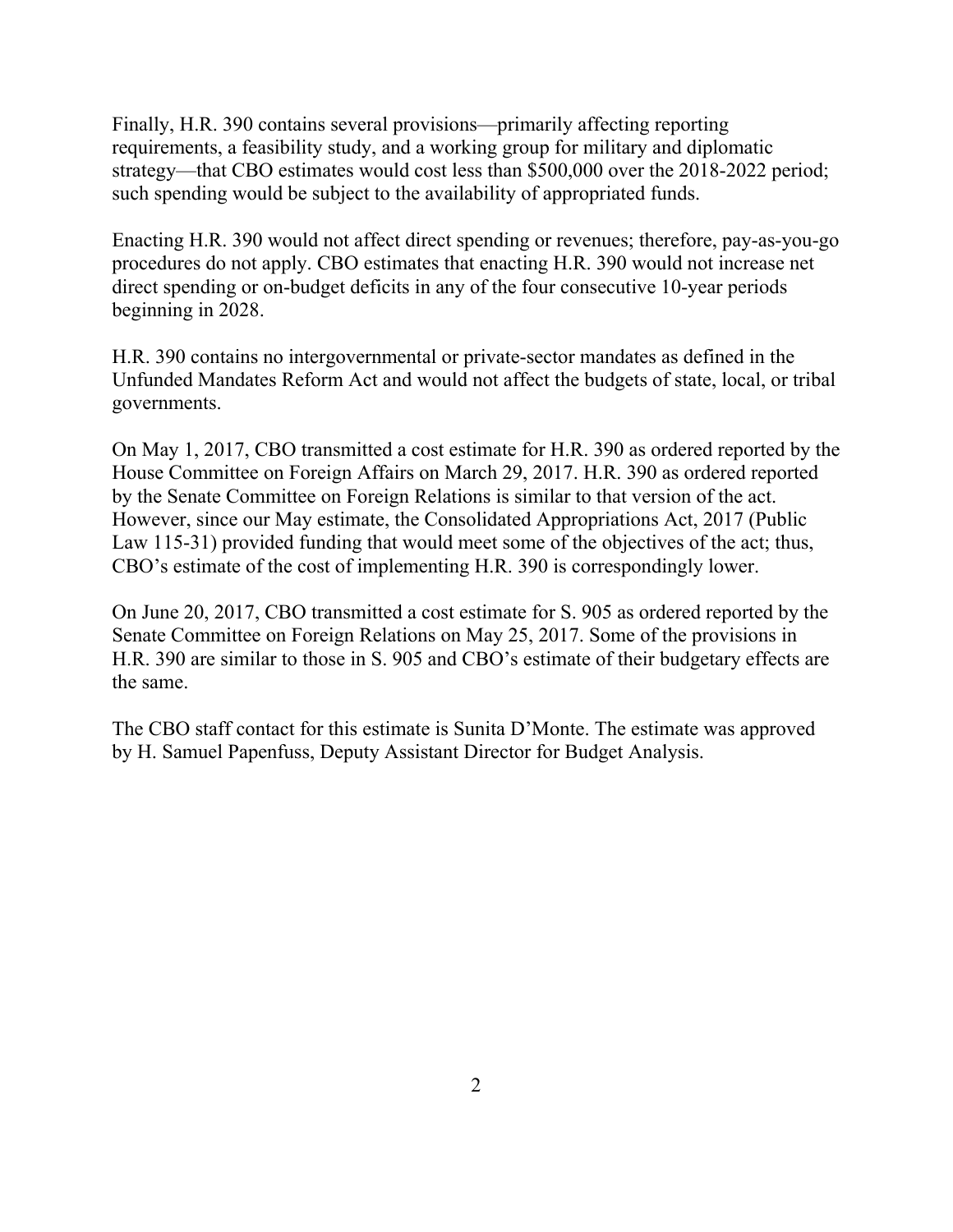Finally, H.R. 390 contains several provisions—primarily affecting reporting requirements, a feasibility study, and a working group for military and diplomatic strategy—that CBO estimates would cost less than $500,000 over the 2018-2022 period; such spending would be subject to the availability of appropriated funds.

Enacting H.R. 390 would not affect direct spending or revenues; therefore, pay-as-you-go procedures do not apply. CBO estimates that enacting H.R. 390 would not increase net direct spending or on-budget deficits in any of the four consecutive 10-year periods beginning in 2028.

H.R. 390 contains no intergovernmental or private-sector mandates as defined in the Unfunded Mandates Reform Act and would not affect the budgets of state, local, or tribal governments.

On May 1, 2017, CBO transmitted a cost estimate for H.R. 390 as ordered reported by the House Committee on Foreign Affairs on March 29, 2017. H.R. 390 as ordered reported by the Senate Committee on Foreign Relations is similar to that version of the act. However, since our May estimate, the Consolidated Appropriations Act, 2017 (Public Law 115-31) provided funding that would meet some of the objectives of the act; thus, CBO's estimate of the cost of implementing H.R. 390 is correspondingly lower.

On June 20, 2017, CBO transmitted a cost estimate for S. 905 as ordered reported by the Senate Committee on Foreign Relations on May 25, 2017. Some of the provisions in H.R. 390 are similar to those in S. 905 and CBO's estimate of their budgetary effects are the same.

The CBO staff contact for this estimate is Sunita D'Monte. The estimate was approved by H. Samuel Papenfuss, Deputy Assistant Director for Budget Analysis.